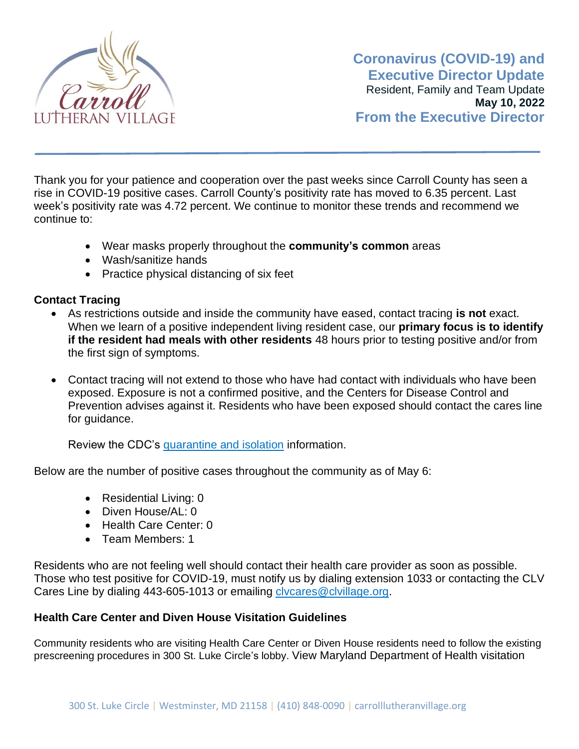# Coronavirus (COVID-19) and Executive Director Update

Resident, Family and Team Update

**May 10, 2022**

## From the Executive Director

Thank you for your patience and cooperation over the past weeks since Carroll County has seen a rise in COVID-19 positive cases. Carroll County's positivity rate has moved to 6.35 percent. Last week's positivity rate was 4.72 percent. We continue to monitor these trends and recommend we continue to:

- Wear masks properly throughout the **community's common** areas
- Wash/sanitize hands
- Practice physical distancing of six feet

**Contact Tracing**

- As restrictions outside and inside the community have eased, contact tracing **is not** exact. When we learn of a positive independent living resident case, our **primary focus is to identify if the resident had meals with other residents** 48 hours prior to testing positive and/or from the first sign of symptoms.

- Contact tracing will not extend to those who have had contact with individuals who have been exposed. Exposure is not a confirmed positive, and the Centers for Disease Control and Prevention advises against it. Residents who have been exposed should contact the cares line for guidance.

  Review the CDC's quarantine and isolation information.

Below are the number of positive cases throughout the community as of May 6:

- Residential Living: 0
- Diven House/AL: 0
- Health Care Center: 0
- Team Members: 1

Residents who are not feeling well should contact their health care provider as soon as possible. Those who test positive for COVID-19, must notify us by dialing extension 1033 or contacting the CLV Cares Line by dialing 443-605-1013 or emailing clvcares@clvillage.org.

**Health Care Center and Diven House Visitation Guidelines**

Community residents who are visiting Health Care Center or Diven House residents need to follow the existing prescreening procedures in 300 St. Luke Circle's lobby. View Maryland Department of Health visitation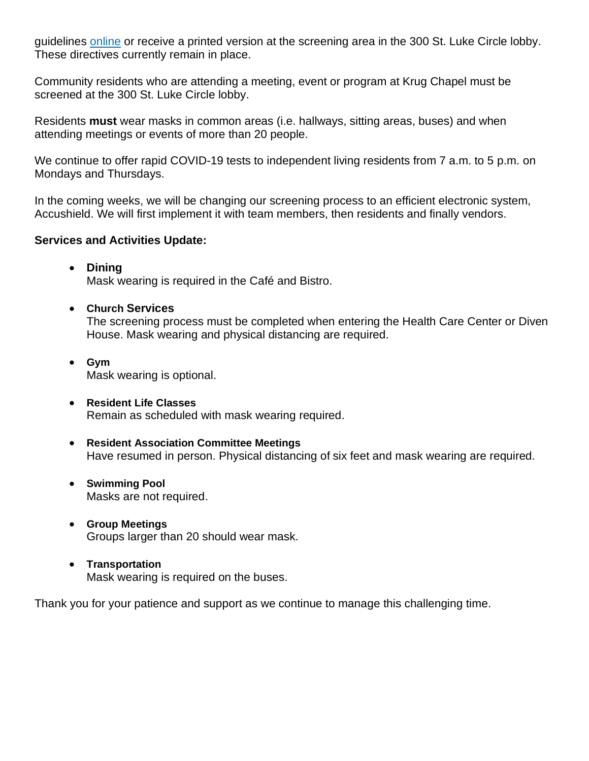guidelines [online](online) or receive a printed version at the screening area in the 300 St. Luke Circle lobby. These directives currently remain in place.

Community residents who are attending a meeting, event or program at Krug Chapel must be screened at the 300 St. Luke Circle lobby.

Residents **must** wear masks in common areas (i.e. hallways, sitting areas, buses) and when attending meetings or events of more than 20 people.

We continue to offer rapid COVID-19 tests to independent living residents from 7 a.m. to 5 p.m. on Mondays and Thursdays.

In the coming weeks, we will be changing our screening process to an efficient electronic system, Accushield. We will first implement it with team members, then residents and finally vendors.

**Services and Activities Update:**

- **Dining**
  Mask wearing is required in the Café and Bistro.

- **Church Services**
  The screening process must be completed when entering the Health Care Center or Diven House. Mask wearing and physical distancing are required.

- **Gym**
  Mask wearing is optional.

- **Resident Life Classes**
  Remain as scheduled with mask wearing required.

- **Resident Association Committee Meetings**
  Have resumed in person. Physical distancing of six feet and mask wearing are required.

- **Swimming Pool**
  Masks are not required.

- **Group Meetings**
  Groups larger than 20 should wear mask.

- **Transportation**
  Mask wearing is required on the buses.

Thank you for your patience and support as we continue to manage this challenging time.